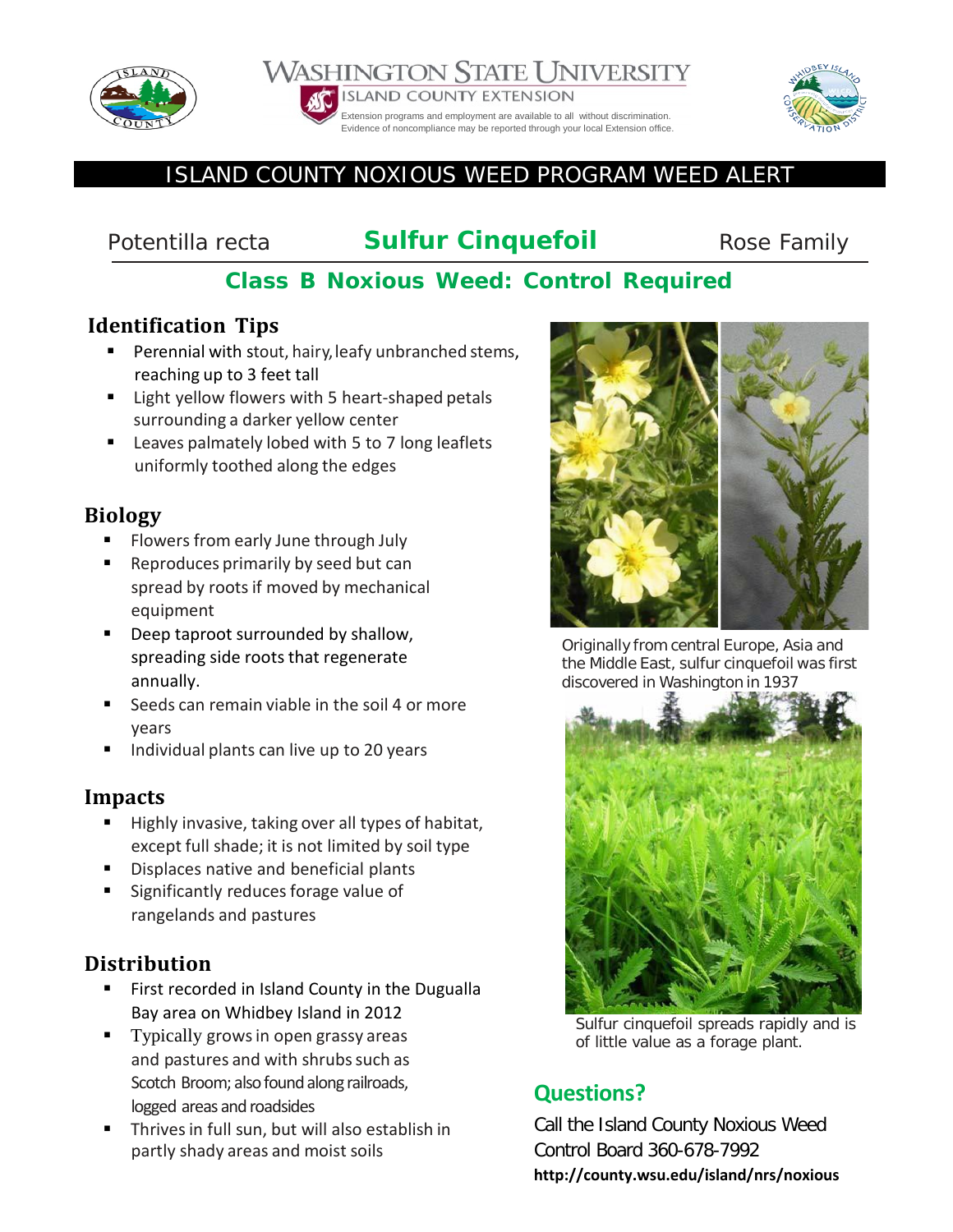WASHINGTON STATE UNIVERSITY
ISLAND COUNTY EXTENSION
Extension programs and employment are available to all without discrimination. Evidence of noncompliance may be reported through your local Extension office.

# ISLAND COUNTY NOXIOUS WEED PROGRAM WEED ALERT

Potentilla recta **Sulfur Cinquefoil** Rose Family

## Class B Noxious Weed: Control Required

### Identification Tips

- Perennial with stout, hairy, leafy unbranched stems, reaching up to 3 feet tall
- Light yellow flowers with 5 heart-shaped petals surrounding a darker yellow center
- Leaves palmately lobed with 5 to 7 long leaflets uniformly toothed along the edges

### Biology

- Flowers from early June through July
- Reproduces primarily by seed but can spread by roots if moved by mechanical equipment
- Deep taproot surrounded by shallow, spreading side roots that regenerate annually.
- Seeds can remain viable in the soil 4 or more years
- Individual plants can live up to 20 years

### Impacts

- Highly invasive, taking over all types of habitat, except full shade; it is not limited by soil type
- Displaces native and beneficial plants
- Significantly reduces forage value of rangelands and pastures

### Distribution

- First recorded in Island County in the Dugualla Bay area on Whidbey Island in 2012
- Typically grows in open grassy areas and pastures and with shrubs such as Scotch Broom; also found along railroads, logged areas and roadsides
- Thrives in full sun, but will also establish in partly shady areas and moist soils

Originally from central Europe, Asia and the Middle East, sulfur cinquefoil was first discovered in Washington in 1937

Sulfur cinquefoil spreads rapidly and is of little value as a forage plant.

## Questions?

Call the Island County Noxious Weed Control Board 360-678-7992
**http://county.wsu.edu/island/nrs/noxious**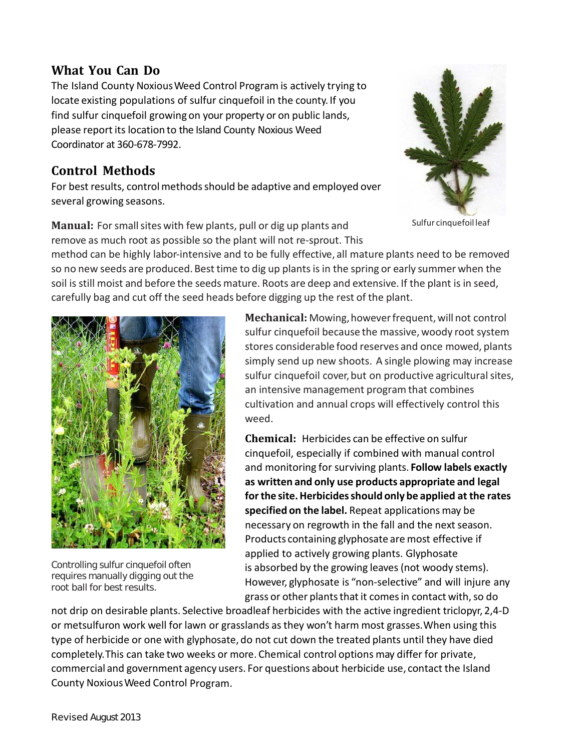## What You Can Do

The Island County Noxious Weed Control Program is actively trying to locate existing populations of sulfur cinquefoil in the county. If you find sulfur cinquefoil growing on your property or on public lands, please report its location to the Island County Noxious Weed Coordinator at 360-678-7992.

## Control Methods

For best results, control methods should be adaptive and employed over several growing seasons.

Sulfur cinquefoil leaf

**Manual:** For small sites with few plants, pull or dig up plants and remove as much root as possible so the plant will not re-sprout. This method can be highly labor-intensive and to be fully effective, all mature plants need to be removed so no new seeds are produced. Best time to dig up plants is in the spring or early summer when the soil is still moist and before the seeds mature. Roots are deep and extensive. If the plant is in seed, carefully bag and cut off the seed heads before digging up the rest of the plant.

Controlling sulfur cinquefoil often requires manually digging out the root ball for best results.

**Mechanical:** Mowing, however frequent, will not control sulfur cinquefoil because the massive, woody root system stores considerable food reserves and once mowed, plants simply send up new shoots. A single plowing may increase sulfur cinquefoil cover, but on productive agricultural sites, an intensive management program that combines cultivation and annual crops will effectively control this weed.

**Chemical:** Herbicides can be effective on sulfur cinquefoil, especially if combined with manual control and monitoring for surviving plants. **Follow labels exactly as written and only use products appropriate and legal for the site. Herbicides should only be applied at the rates specified on the label.** Repeat applications may be necessary on regrowth in the fall and the next season. Products containing glyphosate are most effective if applied to actively growing plants. Glyphosate is absorbed by the growing leaves (not woody stems). However, glyphosate is "non-selective" and will injure any grass or other plants that it comes in contact with, so do not drip on desirable plants. Selective broadleaf herbicides with the active ingredient triclopyr, 2,4-D or metsulfuron work well for lawn or grasslands as they won't harm most grasses. When using this type of herbicide or one with glyphosate, do not cut down the treated plants until they have died completely. This can take two weeks or more. Chemical control options may differ for private, commercial and government agency users. For questions about herbicide use, contact the Island County Noxious Weed Control Program.

Revised August 2013